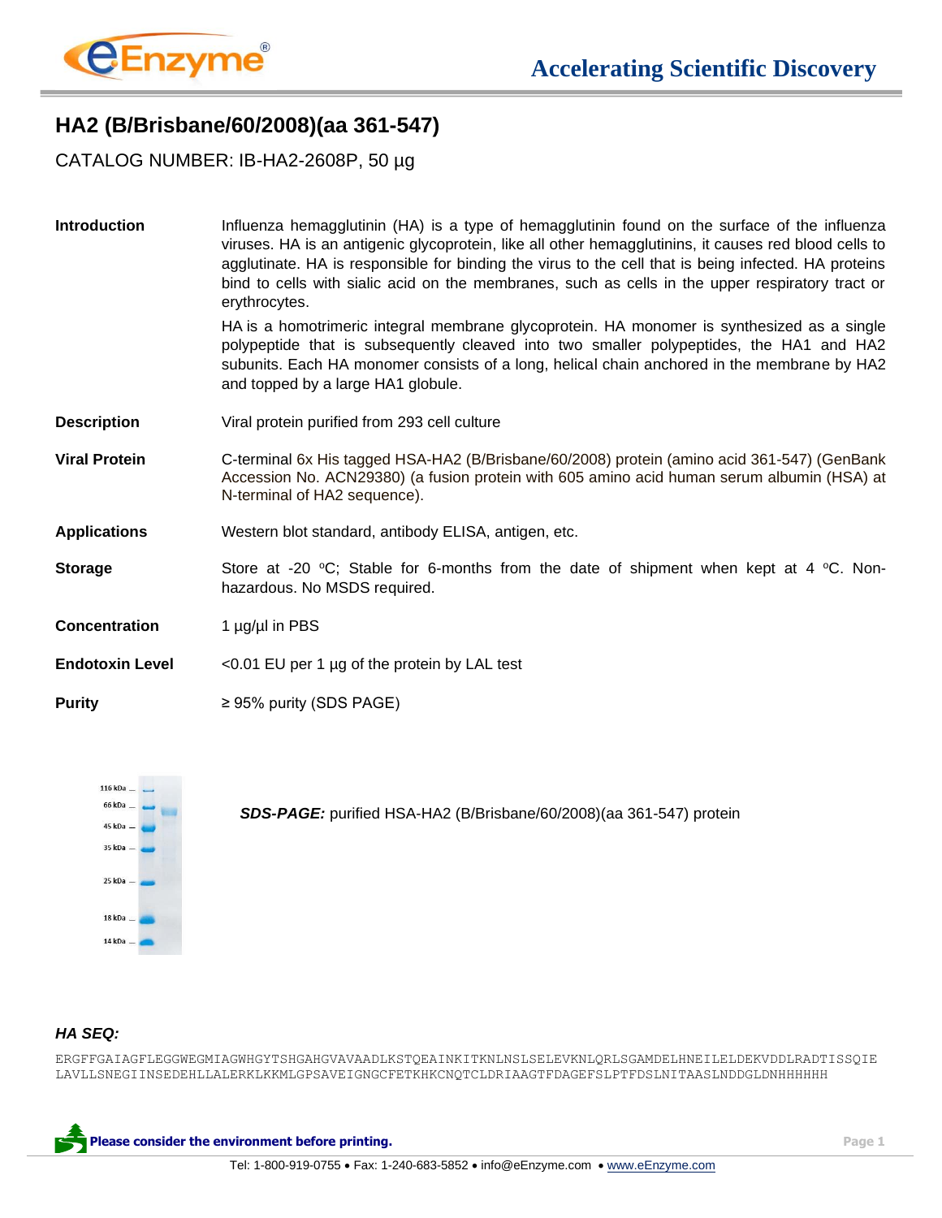# HA2 (B/Brisbane/60/2008)(aa 361-547)

CATALOG NUMBER: IB-HA2-2608P, 50 µg

| | |
|---|---|
| **Introduction** | Influenza hemagglutinin (HA) is a type of hemagglutinin found on the surface of the influenza viruses. HA is an antigenic glycoprotein, like all other hemagglutinins, it causes red blood cells to agglutinate. HA is responsible for binding the virus to the cell that is being infected. HA proteins bind to cells with sialic acid on the membranes, such as cells in the upper respiratory tract or erythrocytes. HA is a homotrimeric integral membrane glycoprotein. HA monomer is synthesized as a single polypeptide that is subsequently cleaved into two smaller polypeptides, the HA1 and HA2 subunits. Each HA monomer consists of a long, helical chain anchored in the membrane by HA2 and topped by a large HA1 globule. |
| **Description** | Viral protein purified from 293 cell culture |
| **Viral Protein** | C-terminal 6x His tagged HSA-HA2 (B/Brisbane/60/2008) protein (amino acid 361-547) (GenBank Accession No. ACN29380) (a fusion protein with 605 amino acid human serum albumin (HSA) at N-terminal of HA2 sequence). |
| **Applications** | Western blot standard, antibody ELISA, antigen, etc. |
| **Storage** | Store at -20 ºC; Stable for 6-months from the date of shipment when kept at 4 ºC. Non-hazardous. No MSDS required. |
| **Concentration** | 1 µg/µl in PBS |
| **Endotoxin Level** | <0.01 EU per 1 µg of the protein by LAL test |
| **Purity** | ≥ 95% purity (SDS PAGE) |

116 kDa
66 kDa
45 kDa
35 kDa
25 kDa
18 kDa
14 kDa

***SDS-PAGE:*** purified HSA-HA2 (B/Brisbane/60/2008)(aa 361-547) protein

### *HA SEQ:*

ERGFFGAIAGFLEGGWEGMIAGWHGYTSHGAHGVAVAADLKSTQEAINKITKNLNSLSELEVKNLQRLSGAMDELHNEILELDEKVDDLRADTISSQIE
LAVLLSNEGIINSEDEHLLALERKLKKMLGPSAVEIGNGCFETKHKCNQTCLDRIAAGTFDAGEFSLPTFDSLNITAASLNDDGLDNHHHHHH

Please consider the environment before printing.

Tel: 1-800-919-0755 • Fax: 1-240-683-5852 • info@eEnzyme.com • www.eEnzyme.com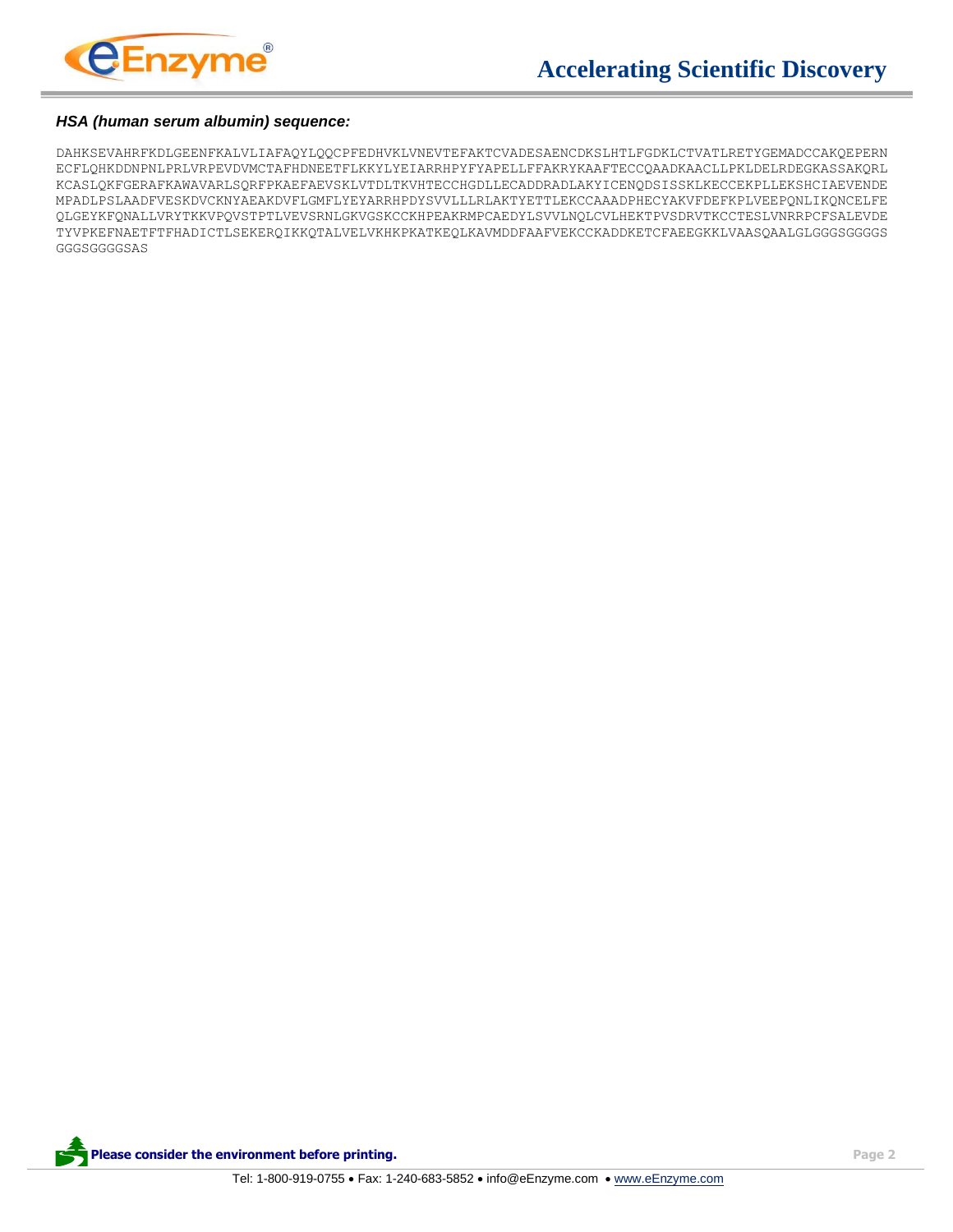***HSA (human serum albumin) sequence:***

```
DAHKSEVAHRFKDLGEENFKALVLIAFAQYLQQCPFEDHVKLVNEVTEFAKTCVADESAENCDKSLHTLFGDKLCTVATLRETYGEMADCCAKQEPERN
ECFLQHKDDNPNLPRLVRPEVDVMCTAFHDNEETFLKKYLYEIARRHPYFYAPELLFFAKRYKAAFTECCQAADKAACLLPKLDELRDEGKASSAKQRL
KCASLQKFGERAFKAWAVARLSQRFPKAEFAEVSKLVTDLTKVHTECCHGDLLECADDRADLAKYICENQDSISSKLKECCEKPLLEKSHCIAEVENDE
MPADLPSLAADFVESKDVCKNYAEAKDVFLGMFLYEYARRHPDYSVVLLLRLAKTYETTLEKCCAAADPHECYAKVFDEFKPLVEEPQNLIKQNCELFE
QLGEYKFQNALLVRYTKKVPQVSTPTLVEVSRNLGKVGSKCCKHPEAKRMPCAEDYLSVVLNQLCVLHEKTPVSDRVTKCCTESLVNRRPCFSALEVDE
TYVPKEFNAETFTFHADICTLSEKERQIKKQTALVELVKHKPKATKEQLKAVMDDFAAFVEKCCKADDKETCFAEEGKKLVAASQAALGLGGGSGGGGS
GGGSGGGGSAS
```

**Please consider the environment before printing.**

Tel: 1-800-919-0755 • Fax: 1-240-683-5852 • info@eEnzyme.com • www.eEnzyme.com